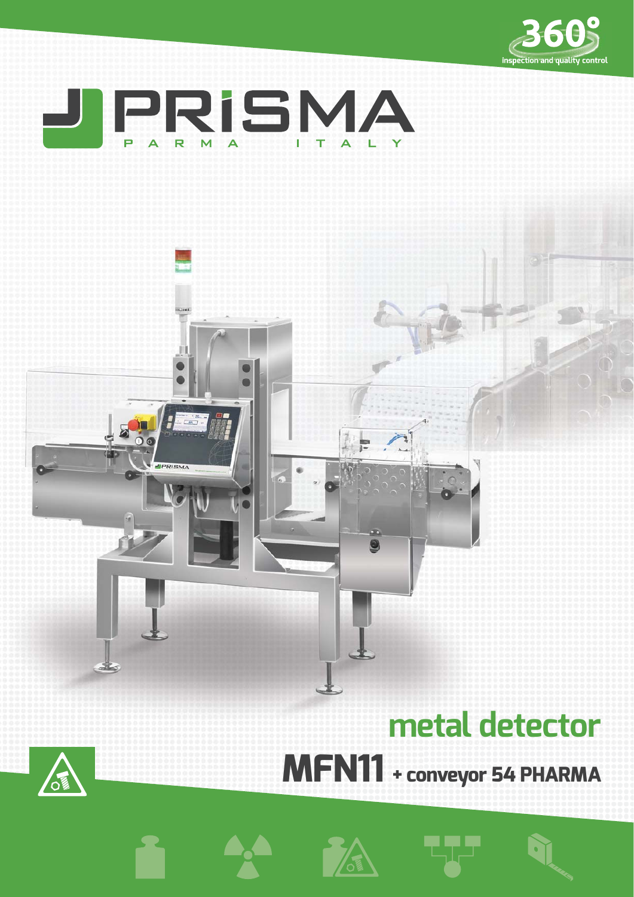360° inspection and quality control

PRISMA PARMA ITALY

# metal detector

## MFN11 + conveyor 54 PHARMA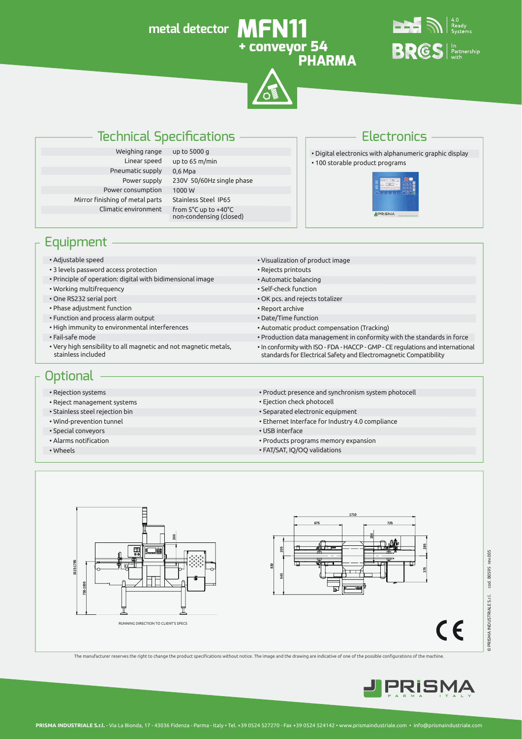# metal detector MFN11 + conveyor 54 PHARMA

4.0 Ready Systems

BRCS In Partnership with

## Technical Specifications

| | |
|---|---|
| Weighing range | up to 5000 g |
| Linear speed | up to 65 m/min |
| Pneumatic supply | 0,6 Mpa |
| Power supply | 230V 50/60Hz single phase |
| Power consumption | 1000 W |
| Mirror finishing of metal parts | Stainless Steel IP65 |
| Climatic environment | from 5°C up to +40°C non-condensing (closed) |

## Electronics

- Digital electronics with alphanumeric graphic display
- 100 storable product programs

## Equipment

- Adjustable speed
- 3 levels password access protection
- Principle of operation: digital with bidimensional image
- Working multifrequency
- One RS232 serial port
- Phase adjustment function
- Function and process alarm output
- High immunity to environmental interferences
- Fail-safe mode
- Very high sensibility to all magnetic and not magnetic metals, stainless included
- Visualization of product image
- Rejects printouts
- Automatic balancing
- Self-check function
- OK pcs. and rejects totalizer
- Report archive
- Date/Time function
- Automatic product compensation (Tracking)
- Production data management in conformity with the standards in force
- In conformity with ISO - FDA - HACCP - GMP - CE regulations and international standards for Electrical Safety and Electromagnetic Compatibility

## Optional

- Rejection systems
- Reject management systems
- Stainless steel rejection bin
- Wind-prevention tunnel
- Special conveyors
- Alarms notification
- Wheels
- Product presence and synchronism system photocell
- Ejection check photocell
- Separated electronic equipment
- Ethernet Interface for Industry 4.0 compliance
- USB interface
- Products programs memory expansion
- FAT/SAT, IQ/OQ validations

300
1515-1765
750-1000
RUNNING DIRECTION TO CLIENT'S SPECS

1710
675
725
200
205
285
830
545
375

CE

© PRISMA INDUSTRIALE S.r.l. cod. B0595 rev.005

The manufacturer reserves the right to change the product specifications without notice. The image and the drawing are indicative of one of the possible configurations of the machine.

PRISMA PARMA ITALY

**PRISMA INDUSTRIALE S.r.l.** - Via La Bionda, 17 - 43036 Fidenza - Parma - Italy • Tel. +39 0524 527270 - Fax +39 0524 524142 • www.prismaindustriale.com • info@prismaindustriale.com